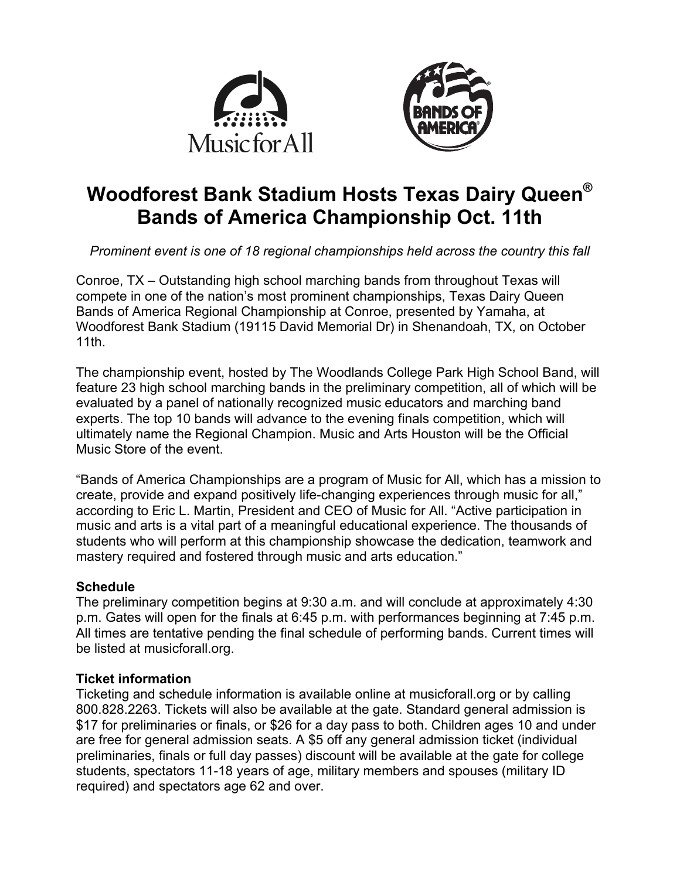# Woodforest Bank Stadium Hosts Texas Dairy Queen® Bands of America Championship Oct. 11th

*Prominent event is one of 18 regional championships held across the country this fall*

Conroe, TX – Outstanding high school marching bands from throughout Texas will compete in one of the nation's most prominent championships, Texas Dairy Queen Bands of America Regional Championship at Conroe, presented by Yamaha, at Woodforest Bank Stadium (19115 David Memorial Dr) in Shenandoah, TX, on October 11th.

The championship event, hosted by The Woodlands College Park High School Band, will feature 23 high school marching bands in the preliminary competition, all of which will be evaluated by a panel of nationally recognized music educators and marching band experts. The top 10 bands will advance to the evening finals competition, which will ultimately name the Regional Champion. Music and Arts Houston will be the Official Music Store of the event.

"Bands of America Championships are a program of Music for All, which has a mission to create, provide and expand positively life-changing experiences through music for all," according to Eric L. Martin, President and CEO of Music for All. "Active participation in music and arts is a vital part of a meaningful educational experience. The thousands of students who will perform at this championship showcase the dedication, teamwork and mastery required and fostered through music and arts education."

**Schedule**

The preliminary competition begins at 9:30 a.m. and will conclude at approximately 4:30 p.m. Gates will open for the finals at 6:45 p.m. with performances beginning at 7:45 p.m. All times are tentative pending the final schedule of performing bands. Current times will be listed at musicforall.org.

**Ticket information**

Ticketing and schedule information is available online at musicforall.org or by calling 800.828.2263. Tickets will also be available at the gate. Standard general admission is $17 for preliminaries or finals, or $26 for a day pass to both. Children ages 10 and under are free for general admission seats. A $5 off any general admission ticket (individual preliminaries, finals or full day passes) discount will be available at the gate for college students, spectators 11-18 years of age, military members and spouses (military ID required) and spectators age 62 and over.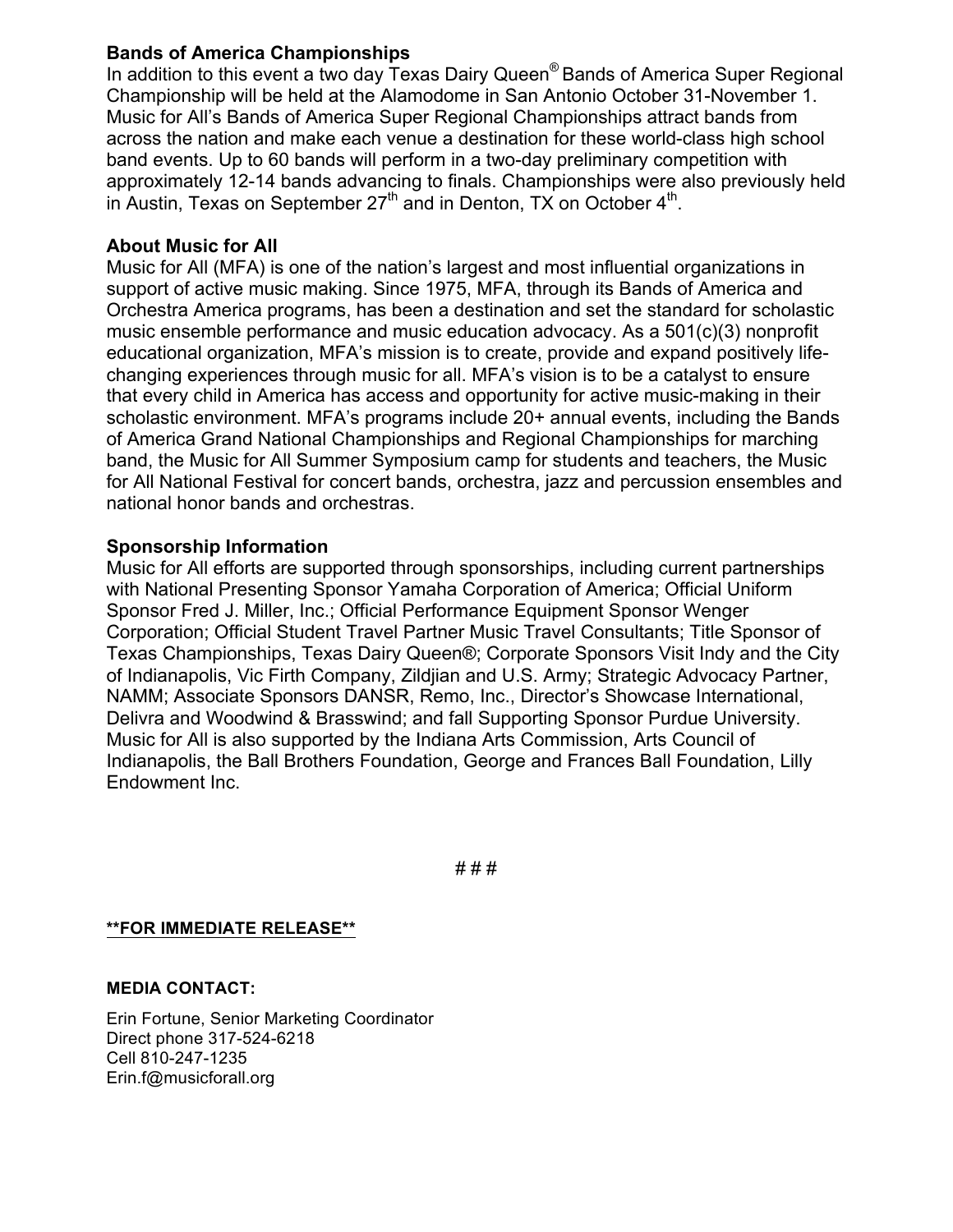**Bands of America Championships**

In addition to this event a two day Texas Dairy Queen® Bands of America Super Regional Championship will be held at the Alamodome in San Antonio October 31-November 1. Music for All's Bands of America Super Regional Championships attract bands from across the nation and make each venue a destination for these world-class high school band events. Up to 60 bands will perform in a two-day preliminary competition with approximately 12-14 bands advancing to finals. Championships were also previously held in Austin, Texas on September 27th and in Denton, TX on October 4th.

**About Music for All**

Music for All (MFA) is one of the nation's largest and most influential organizations in support of active music making. Since 1975, MFA, through its Bands of America and Orchestra America programs, has been a destination and set the standard for scholastic music ensemble performance and music education advocacy. As a 501(c)(3) nonprofit educational organization, MFA's mission is to create, provide and expand positively life-changing experiences through music for all. MFA's vision is to be a catalyst to ensure that every child in America has access and opportunity for active music-making in their scholastic environment. MFA's programs include 20+ annual events, including the Bands of America Grand National Championships and Regional Championships for marching band, the Music for All Summer Symposium camp for students and teachers, the Music for All National Festival for concert bands, orchestra, jazz and percussion ensembles and national honor bands and orchestras.

**Sponsorship Information**

Music for All efforts are supported through sponsorships, including current partnerships with National Presenting Sponsor Yamaha Corporation of America; Official Uniform Sponsor Fred J. Miller, Inc.; Official Performance Equipment Sponsor Wenger Corporation; Official Student Travel Partner Music Travel Consultants; Title Sponsor of Texas Championships, Texas Dairy Queen®; Corporate Sponsors Visit Indy and the City of Indianapolis, Vic Firth Company, Zildjian and U.S. Army; Strategic Advocacy Partner, NAMM; Associate Sponsors DANSR, Remo, Inc., Director's Showcase International, Delivra and Woodwind & Brasswind; and fall Supporting Sponsor Purdue University. Music for All is also supported by the Indiana Arts Commission, Arts Council of Indianapolis, the Ball Brothers Foundation, George and Frances Ball Foundation, Lilly Endowment Inc.

# # #

**__**FOR IMMEDIATE RELEASE**__**

**MEDIA CONTACT:**

Erin Fortune, Senior Marketing Coordinator
Direct phone 317-524-6218
Cell 810-247-1235
Erin.f@musicforall.org